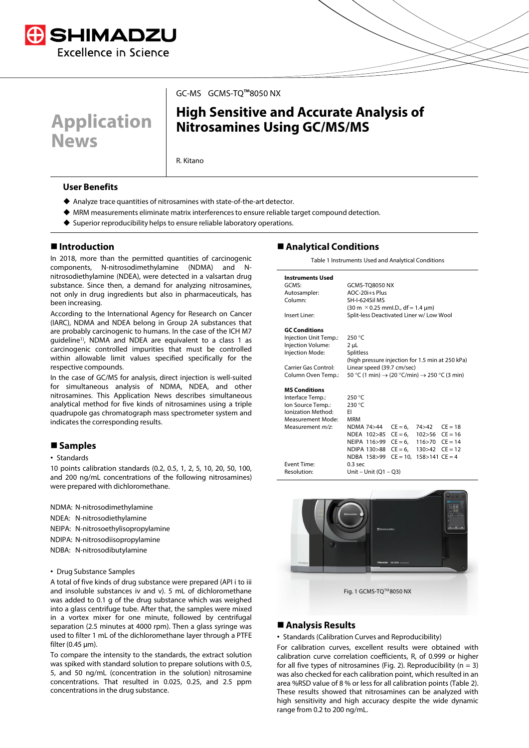Application News

GC-MS GCMS-TQ™8050 NX

# High Sensitive and Accurate Analysis of Nitrosamines Using GC/MS/MS

R. Kitano

## User Benefits

- Analyze trace quantities of nitrosamines with state-of-the-art detector.
- MRM measurements eliminate matrix interferences to ensure reliable target compound detection.
- Superior reproducibility helps to ensure reliable laboratory operations.

## Introduction

In 2018, more than the permitted quantities of carcinogenic components, N-nitrosodimethylamine (NDMA) and N-nitrosodiethylamine (NDEA), were detected in a valsartan drug substance. Since then, a demand for analyzing nitrosamines, not only in drug ingredients but also in pharmaceuticals, has been increasing.

According to the International Agency for Research on Cancer (IARC), NDMA and NDEA belong in Group 2A substances that are probably carcinogenic to humans. In the case of the ICH M7 guideline[1], NDMA and NDEA are equivalent to a class 1 as carcinogenic controlled impurities that must be controlled within allowable limit values specified specifically for the respective compounds.

In the case of GC/MS for analysis, direct injection is well-suited for simultaneous analysis of NDMA, NDEA, and other nitrosamines. This Application News describes simultaneous analytical method for five kinds of nitrosamines using a triple quadrupole gas chromatograph mass spectrometer system and indicates the corresponding results.

## Samples

- Standards

10 points calibration standards (0.2, 0.5, 1, 2, 5, 10, 20, 50, 100, and 200 ng/mL concentrations of the following nitrosamines) were prepared with dichloromethane.

NDMA: N-nitrosodimethylamine
NDEA: N-nitrosodiethylamine
NEIPA: N-nitrosoethylisopropylamine
NDIPA: N-nitrosodiisopropylamine
NDBA: N-nitrosodibutylamine

- Drug Substance Samples

A total of five kinds of drug substance were prepared (API i to iii and insoluble substances iv and v). 5 mL of dichloromethane was added to 0.1 g of the drug substance which was weighed into a glass centrifuge tube. After that, the samples were mixed in a vortex mixer for one minute, followed by centrifugal separation (2.5 minutes at 4000 rpm). Then a glass syringe was used to filter 1 mL of the dichloromethane layer through a PTFE filter (0.45 µm).

To compare the intensity to the standards, the extract solution was spiked with standard solution to prepare solutions with 0.5, 5, and 50 ng/mL (concentration in the solution) nitrosamine concentrations. That resulted in 0.025, 0.25, and 2.5 ppm concentrations in the drug substance.

## Analytical Conditions

Table 1 Instruments Used and Analytical Conditions

| | |
|---|---|
| **Instruments Used** | |
| GCMS: | GCMS-TQ8050 NX |
| Autosampler: | AOC-20i+s Plus |
| Column: | SH-I-624Sil MS (30 m × 0.25 mmI.D., df = 1.4 µm) |
| Insert Liner: | Split-less Deactivated Liner w/ Low Wool |
| **GC Conditions** | |
| Injection Unit Temp.: | 250 °C |
| Injection Volume: | 2 µL |
| Injection Mode: | Splitless (high pressure injection for 1.5 min at 250 kPa) |
| Carrier Gas Control: | Linear speed (39.7 cm/sec) |
| Column Oven Temp.: | 50 °C (1 min) → (20 °C/min) → 250 °C (3 min) |
| **MS Conditions** | |
| Interface Temp.: | 250 °C |
| Ion Source Temp.: | 230 °C |
| Ionization Method: | EI |
| Measurement Mode: | MRM |
| Measurement *m/z*: | NDMA 74>44 CE = 6, 74>42 CE = 18<br>NDEA 102>85 CE = 6, 102>56 CE = 16<br>NEIPA 116>99 CE = 6, 116>70 CE = 14<br>NDIPA 130>88 CE = 6, 130>42 CE = 12<br>NDBA 158>99 CE = 10, 158>141 CE = 4 |
| Event Time: | 0.3 sec |
| Resolution: | Unit – Unit (Q1 – Q3) |

Fig. 1 GCMS-TQ™8050 NX

## Analysis Results

- Standards (Calibration Curves and Reproducibility)

For calibration curves, excellent results were obtained with calibration curve correlation coefficients, R, of 0.999 or higher for all five types of nitrosamines (Fig. 2). Reproducibility (n = 3) was also checked for each calibration point, which resulted in an area %RSD value of 8 % or less for all calibration points (Table 2). These results showed that nitrosamines can be analyzed with high sensitivity and high accuracy despite the wide dynamic range from 0.2 to 200 ng/mL.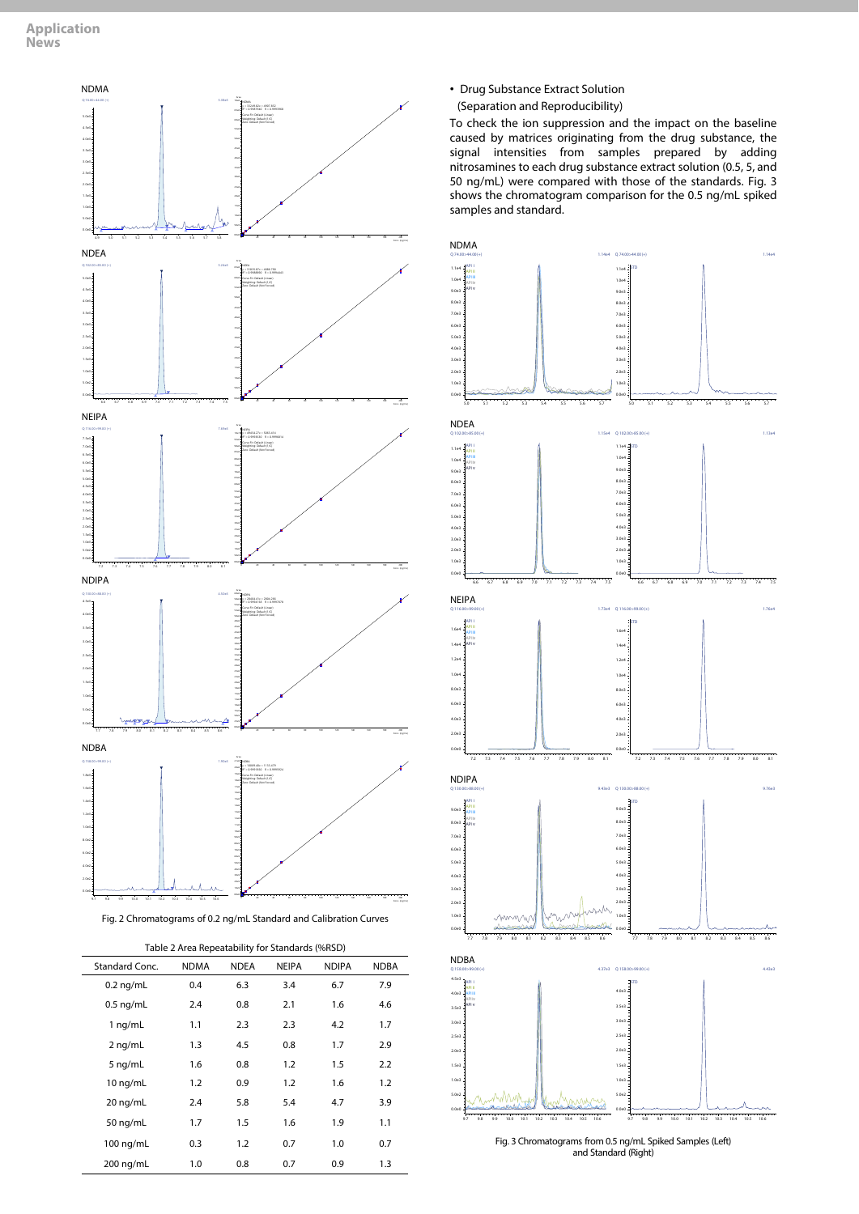Fig. 2 Chromatograms of 0.2 ng/mL Standard and Calibration Curves

Table 2 Area Repeatability for Standards (%RSD)

| Standard Conc. | NDMA | NDEA | NEIPA | NDIPA | NDBA |
|---|---|---|---|---|---|
| 0.2 ng/mL | 0.4 | 6.3 | 3.4 | 6.7 | 7.9 |
| 0.5 ng/mL | 2.4 | 0.8 | 2.1 | 1.6 | 4.6 |
| 1 ng/mL | 1.1 | 2.3 | 2.3 | 4.2 | 1.7 |
| 2 ng/mL | 1.3 | 4.5 | 0.8 | 1.7 | 2.9 |
| 5 ng/mL | 1.6 | 0.8 | 1.2 | 1.5 | 2.2 |
| 10 ng/mL | 1.2 | 0.9 | 1.2 | 1.6 | 1.2 |
| 20 ng/mL | 2.4 | 5.8 | 5.4 | 4.7 | 3.9 |
| 50 ng/mL | 1.7 | 1.5 | 1.6 | 1.9 | 1.1 |
| 100 ng/mL | 0.3 | 1.2 | 0.7 | 1.0 | 0.7 |
| 200 ng/mL | 1.0 | 0.8 | 0.7 | 0.9 | 1.3 |

- Drug Substance Extract Solution

  (Separation and Reproducibility)

To check the ion suppression and the impact on the baseline caused by matrices originating from the drug substance, the signal intensities from samples prepared by adding nitrosamines to each drug substance extract solution (0.5, 5, and 50 ng/mL) were compared with those of the standards. Fig. 3 shows the chromatogram comparison for the 0.5 ng/mL spiked samples and standard.

Fig. 3 Chromatograms from 0.5 ng/mL Spiked Samples (Left) and Standard (Right)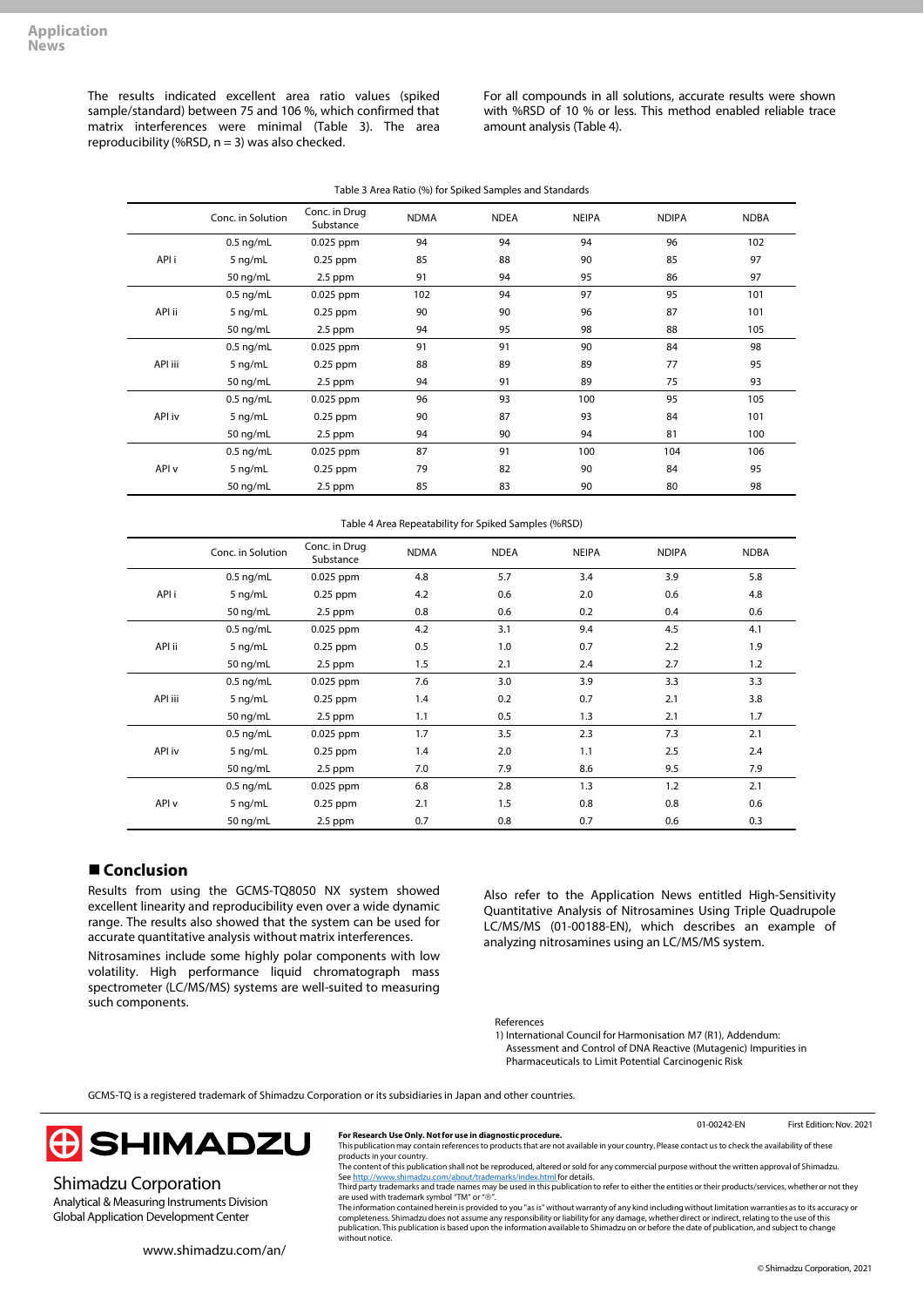The results indicated excellent area ratio values (spiked sample/standard) between 75 and 106 %, which confirmed that matrix interferences were minimal (Table 3). The area reproducibility (%RSD, n = 3) was also checked.

For all compounds in all solutions, accurate results were shown with %RSD of 10 % or less. This method enabled reliable trace amount analysis (Table 4).

Table 3 Area Ratio (%) for Spiked Samples and Standards

| | Conc. in Solution | Conc. in Drug Substance | NDMA | NDEA | NEIPA | NDIPA | NDBA |
|---|---|---|---|---|---|---|---|
| API i | 0.5 ng/mL | 0.025 ppm | 94 | 94 | 94 | 96 | 102 |
| | 5 ng/mL | 0.25 ppm | 85 | 88 | 90 | 85 | 97 |
| | 50 ng/mL | 2.5 ppm | 91 | 94 | 95 | 86 | 97 |
| API ii | 0.5 ng/mL | 0.025 ppm | 102 | 94 | 97 | 95 | 101 |
| | 5 ng/mL | 0.25 ppm | 90 | 90 | 96 | 87 | 101 |
| | 50 ng/mL | 2.5 ppm | 94 | 95 | 98 | 88 | 105 |
| API iii | 0.5 ng/mL | 0.025 ppm | 91 | 91 | 90 | 84 | 98 |
| | 5 ng/mL | 0.25 ppm | 88 | 89 | 89 | 77 | 95 |
| | 50 ng/mL | 2.5 ppm | 94 | 91 | 89 | 75 | 93 |
| API iv | 0.5 ng/mL | 0.025 ppm | 96 | 93 | 100 | 95 | 105 |
| | 5 ng/mL | 0.25 ppm | 90 | 87 | 93 | 84 | 101 |
| | 50 ng/mL | 2.5 ppm | 94 | 90 | 94 | 81 | 100 |
| API v | 0.5 ng/mL | 0.025 ppm | 87 | 91 | 100 | 104 | 106 |
| | 5 ng/mL | 0.25 ppm | 79 | 82 | 90 | 84 | 95 |
| | 50 ng/mL | 2.5 ppm | 85 | 83 | 90 | 80 | 98 |

Table 4 Area Repeatability for Spiked Samples (%RSD)

| | Conc. in Solution | Conc. in Drug Substance | NDMA | NDEA | NEIPA | NDIPA | NDBA |
|---|---|---|---|---|---|---|---|
| API i | 0.5 ng/mL | 0.025 ppm | 4.8 | 5.7 | 3.4 | 3.9 | 5.8 |
| | 5 ng/mL | 0.25 ppm | 4.2 | 0.6 | 2.0 | 0.6 | 4.8 |
| | 50 ng/mL | 2.5 ppm | 0.8 | 0.6 | 0.2 | 0.4 | 0.6 |
| API ii | 0.5 ng/mL | 0.025 ppm | 4.2 | 3.1 | 9.4 | 4.5 | 4.1 |
| | 5 ng/mL | 0.25 ppm | 0.5 | 1.0 | 0.7 | 2.2 | 1.9 |
| | 50 ng/mL | 2.5 ppm | 1.5 | 2.1 | 2.4 | 2.7 | 1.2 |
| API iii | 0.5 ng/mL | 0.025 ppm | 7.6 | 3.0 | 3.9 | 3.3 | 3.3 |
| | 5 ng/mL | 0.25 ppm | 1.4 | 0.2 | 0.7 | 2.1 | 3.8 |
| | 50 ng/mL | 2.5 ppm | 1.1 | 0.5 | 1.3 | 2.1 | 1.7 |
| API iv | 0.5 ng/mL | 0.025 ppm | 1.7 | 3.5 | 2.3 | 7.3 | 2.1 |
| | 5 ng/mL | 0.25 ppm | 1.4 | 2.0 | 1.1 | 2.5 | 2.4 |
| | 50 ng/mL | 2.5 ppm | 7.0 | 7.9 | 8.6 | 9.5 | 7.9 |
| API v | 0.5 ng/mL | 0.025 ppm | 6.8 | 2.8 | 1.3 | 1.2 | 2.1 |
| | 5 ng/mL | 0.25 ppm | 2.1 | 1.5 | 0.8 | 0.8 | 0.6 |
| | 50 ng/mL | 2.5 ppm | 0.7 | 0.8 | 0.7 | 0.6 | 0.3 |

## ■ Conclusion

Results from using the GCMS-TQ8050 NX system showed excellent linearity and reproducibility even over a wide dynamic range. The results also showed that the system can be used for accurate quantitative analysis without matrix interferences.

Nitrosamines include some highly polar components with low volatility. High performance liquid chromatograph mass spectrometer (LC/MS/MS) systems are well-suited to measuring such components.

Also refer to the Application News entitled High-Sensitivity Quantitative Analysis of Nitrosamines Using Triple Quadrupole LC/MS/MS (01-00188-EN), which describes an example of analyzing nitrosamines using an LC/MS/MS system.

References

1) International Council for Harmonisation M7 (R1), Addendum: Assessment and Control of DNA Reactive (Mutagenic) Impurities in Pharmaceuticals to Limit Potential Carcinogenic Risk

GCMS-TQ is a registered trademark of Shimadzu Corporation or its subsidiaries in Japan and other countries.

SHIMADZU

Shimadzu Corporation
Analytical & Measuring Instruments Division
Global Application Development Center

www.shimadzu.com/an/

01-00242-EN First Edition: Nov. 2021

**For Research Use Only. Not for use in diagnostic procedure.**
This publication may contain references to products that are not available in your country. Please contact us to check the availability of these products in your country.
The content of this publication shall not be reproduced, altered or sold for any commercial purpose without the written approval of Shimadzu.
See http://www.shimadzu.com/about/trademarks/index.html for details.
Third party trademarks and trade names may be used in this publication to refer to either the entities or their products/services, whether or not they are used with trademark symbol "TM" or "®".
The information contained herein is provided to you "as is" without warranty of any kind including without limitation warranties as to its accuracy or completeness. Shimadzu does not assume any responsibility or liability for any damage, whether direct or indirect, relating to the use of this publication. This publication is based upon the information available to Shimadzu on or before the date of publication, and subject to change without notice.

© Shimadzu Corporation, 2021